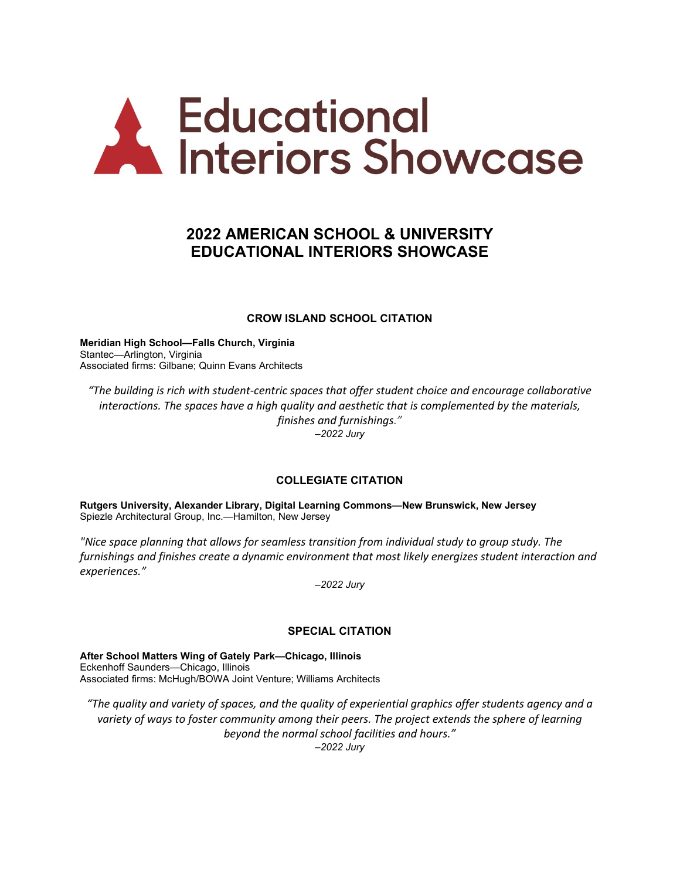# Educational Interiors Showcase

## 2022 AMERICAN SCHOOL & UNIVERSITY EDUCATIONAL INTERIORS SHOWCASE

### CROW ISLAND SCHOOL CITATION

**Meridian High School—Falls Church, Virginia**
Stantec—Arlington, Virginia
Associated firms: Gilbane; Quinn Evans Architects

*"The building is rich with student-centric spaces that offer student choice and encourage collaborative interactions. The spaces have a high quality and aesthetic that is complemented by the materials, finishes and furnishings."*
*–2022 Jury*

### COLLEGIATE CITATION

**Rutgers University, Alexander Library, Digital Learning Commons—New Brunswick, New Jersey**
Spiezle Architectural Group, Inc.—Hamilton, New Jersey

*"Nice space planning that allows for seamless transition from individual study to group study. The furnishings and finishes create a dynamic environment that most likely energizes student interaction and experiences."*
*–2022 Jury*

### SPECIAL CITATION

**After School Matters Wing of Gately Park—Chicago, Illinois**
Eckenhoff Saunders—Chicago, Illinois
Associated firms: McHugh/BOWA Joint Venture; Williams Architects

*"The quality and variety of spaces, and the quality of experiential graphics offer students agency and a variety of ways to foster community among their peers. The project extends the sphere of learning beyond the normal school facilities and hours."*
*–2022 Jury*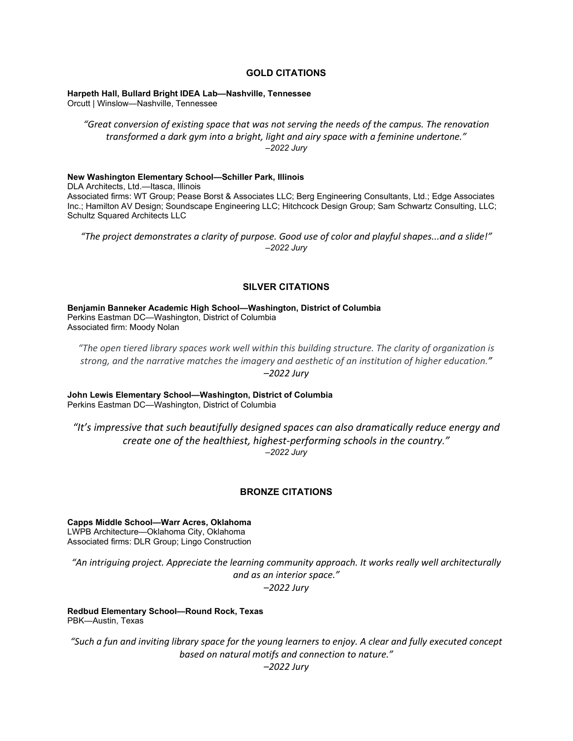## GOLD CITATIONS

**Harpeth Hall, Bullard Bright IDEA Lab—Nashville, Tennessee**
Orcutt | Winslow—Nashville, Tennessee

*"Great conversion of existing space that was not serving the needs of the campus. The renovation transformed a dark gym into a bright, light and airy space with a feminine undertone."*
*–2022 Jury*

**New Washington Elementary School—Schiller Park, Illinois**
DLA Architects, Ltd.—Itasca, Illinois
Associated firms: WT Group; Pease Borst & Associates LLC; Berg Engineering Consultants, Ltd.; Edge Associates Inc.; Hamilton AV Design; Soundscape Engineering LLC; Hitchcock Design Group; Sam Schwartz Consulting, LLC; Schultz Squared Architects LLC

*"The project demonstrates a clarity of purpose. Good use of color and playful shapes...and a slide!"*
*–2022 Jury*

## SILVER CITATIONS

**Benjamin Banneker Academic High School—Washington, District of Columbia**
Perkins Eastman DC—Washington, District of Columbia
Associated firm: Moody Nolan

*"The open tiered library spaces work well within this building structure. The clarity of organization is strong, and the narrative matches the imagery and aesthetic of an institution of higher education."*
*–2022 Jury*

**John Lewis Elementary School—Washington, District of Columbia**
Perkins Eastman DC—Washington, District of Columbia

*"It's impressive that such beautifully designed spaces can also dramatically reduce energy and create one of the healthiest, highest-performing schools in the country."*
*–2022 Jury*

## BRONZE CITATIONS

**Capps Middle School—Warr Acres, Oklahoma**
LWPB Architecture—Oklahoma City, Oklahoma
Associated firms: DLR Group; Lingo Construction

*"An intriguing project. Appreciate the learning community approach. It works really well architecturally and as an interior space."*
*–2022 Jury*

**Redbud Elementary School—Round Rock, Texas**
PBK—Austin, Texas

*"Such a fun and inviting library space for the young learners to enjoy. A clear and fully executed concept based on natural motifs and connection to nature."*
*–2022 Jury*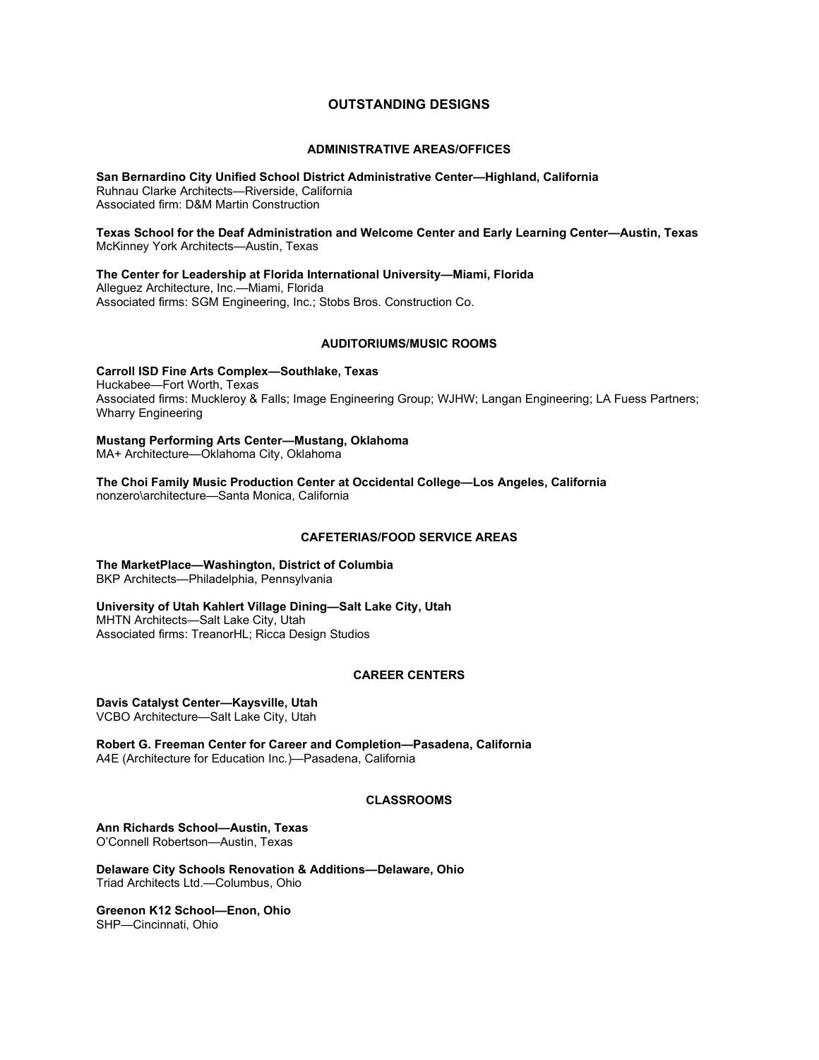# OUTSTANDING DESIGNS

## ADMINISTRATIVE AREAS/OFFICES

**San Bernardino City Unified School District Administrative Center—Highland, California**
Ruhnau Clarke Architects—Riverside, California
Associated firm: D&M Martin Construction

**Texas School for the Deaf Administration and Welcome Center and Early Learning Center—Austin, Texas**
McKinney York Architects—Austin, Texas

**The Center for Leadership at Florida International University—Miami, Florida**
Alleguez Architecture, Inc.—Miami, Florida
Associated firms: SGM Engineering, Inc.; Stobs Bros. Construction Co.

## AUDITORIUMS/MUSIC ROOMS

**Carroll ISD Fine Arts Complex—Southlake, Texas**
Huckabee—Fort Worth, Texas
Associated firms: Muckleroy & Falls; Image Engineering Group; WJHW; Langan Engineering; LA Fuess Partners; Wharry Engineering

**Mustang Performing Arts Center—Mustang, Oklahoma**
MA+ Architecture—Oklahoma City, Oklahoma

**The Choi Family Music Production Center at Occidental College—Los Angeles, California**
nonzero\architecture—Santa Monica, California

## CAFETERIAS/FOOD SERVICE AREAS

**The MarketPlace—Washington, District of Columbia**
BKP Architects—Philadelphia, Pennsylvania

**University of Utah Kahlert Village Dining—Salt Lake City, Utah**
MHTN Architects—Salt Lake City, Utah
Associated firms: TreanorHL; Ricca Design Studios

## CAREER CENTERS

**Davis Catalyst Center—Kaysville, Utah**
VCBO Architecture—Salt Lake City, Utah

**Robert G. Freeman Center for Career and Completion—Pasadena, California**
A4E (Architecture for Education Inc.)—Pasadena, California

## CLASSROOMS

**Ann Richards School—Austin, Texas**
O'Connell Robertson—Austin, Texas

**Delaware City Schools Renovation & Additions—Delaware, Ohio**
Triad Architects Ltd.—Columbus, Ohio

**Greenon K12 School—Enon, Ohio**
SHP—Cincinnati, Ohio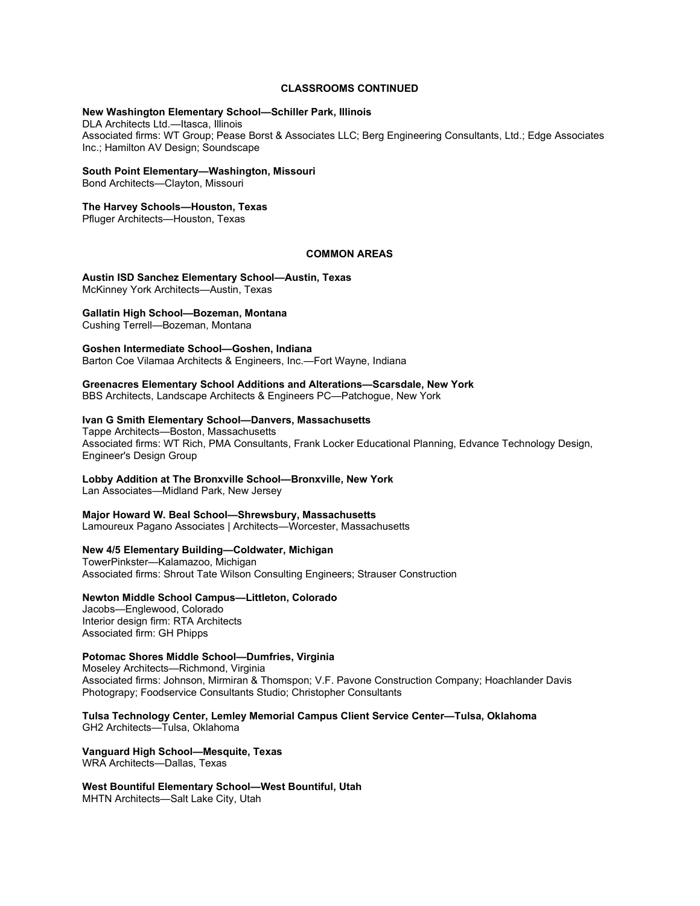## CLASSROOMS CONTINUED

**New Washington Elementary School—Schiller Park, Illinois**
DLA Architects Ltd.—Itasca, Illinois
Associated firms: WT Group; Pease Borst & Associates LLC; Berg Engineering Consultants, Ltd.; Edge Associates Inc.; Hamilton AV Design; Soundscape

**South Point Elementary—Washington, Missouri**
Bond Architects—Clayton, Missouri

**The Harvey Schools—Houston, Texas**
Pfluger Architects—Houston, Texas

## COMMON AREAS

**Austin ISD Sanchez Elementary School—Austin, Texas**
McKinney York Architects—Austin, Texas

**Gallatin High School—Bozeman, Montana**
Cushing Terrell—Bozeman, Montana

**Goshen Intermediate School—Goshen, Indiana**
Barton Coe Vilamaa Architects & Engineers, Inc.—Fort Wayne, Indiana

**Greenacres Elementary School Additions and Alterations—Scarsdale, New York**
BBS Architects, Landscape Architects & Engineers PC—Patchogue, New York

**Ivan G Smith Elementary School—Danvers, Massachusetts**
Tappe Architects—Boston, Massachusetts
Associated firms: WT Rich, PMA Consultants, Frank Locker Educational Planning, Edvance Technology Design, Engineer's Design Group

**Lobby Addition at The Bronxville School—Bronxville, New York**
Lan Associates—Midland Park, New Jersey

**Major Howard W. Beal School—Shrewsbury, Massachusetts**
Lamoureux Pagano Associates | Architects—Worcester, Massachusetts

**New 4/5 Elementary Building—Coldwater, Michigan**
TowerPinkster—Kalamazoo, Michigan
Associated firms: Shrout Tate Wilson Consulting Engineers; Strauser Construction

**Newton Middle School Campus—Littleton, Colorado**
Jacobs—Englewood, Colorado
Interior design firm: RTA Architects
Associated firm: GH Phipps

**Potomac Shores Middle School—Dumfries, Virginia**
Moseley Architects—Richmond, Virginia
Associated firms: Johnson, Mirmiran & Thomspon; V.F. Pavone Construction Company; Hoachlander Davis Photograpy; Foodservice Consultants Studio; Christopher Consultants

**Tulsa Technology Center, Lemley Memorial Campus Client Service Center—Tulsa, Oklahoma**
GH2 Architects—Tulsa, Oklahoma

**Vanguard High School—Mesquite, Texas**
WRA Architects—Dallas, Texas

**West Bountiful Elementary School—West Bountiful, Utah**
MHTN Architects—Salt Lake City, Utah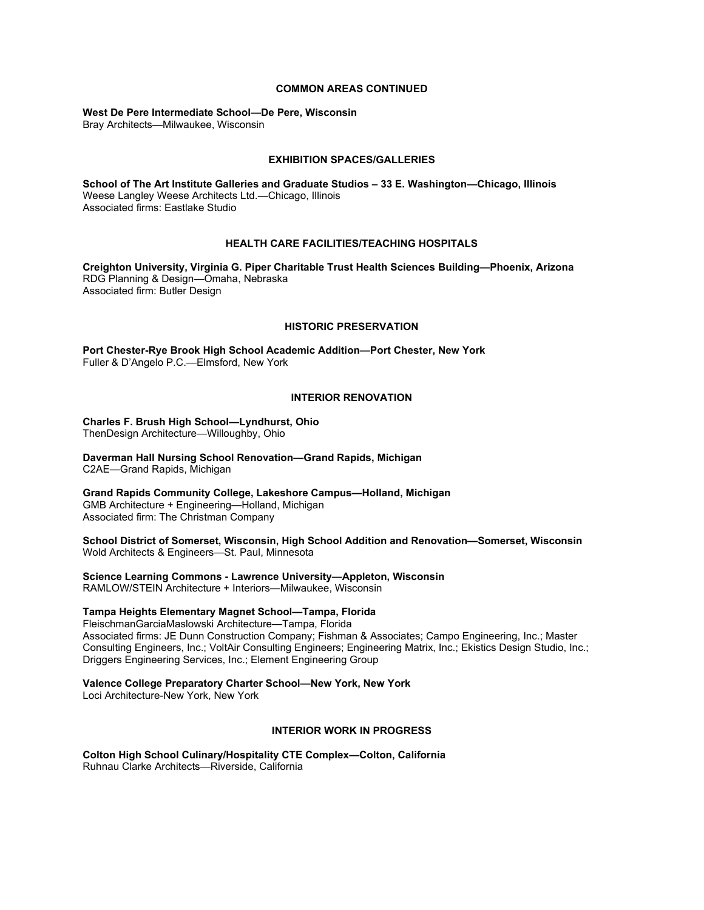## COMMON AREAS CONTINUED

**West De Pere Intermediate School—De Pere, Wisconsin**
Bray Architects—Milwaukee, Wisconsin

## EXHIBITION SPACES/GALLERIES

**School of The Art Institute Galleries and Graduate Studios – 33 E. Washington—Chicago, Illinois**
Weese Langley Weese Architects Ltd.—Chicago, Illinois
Associated firms: Eastlake Studio

## HEALTH CARE FACILITIES/TEACHING HOSPITALS

**Creighton University, Virginia G. Piper Charitable Trust Health Sciences Building—Phoenix, Arizona**
RDG Planning & Design—Omaha, Nebraska
Associated firm: Butler Design

## HISTORIC PRESERVATION

**Port Chester-Rye Brook High School Academic Addition—Port Chester, New York**
Fuller & D'Angelo P.C.—Elmsford, New York

## INTERIOR RENOVATION

**Charles F. Brush High School—Lyndhurst, Ohio**
ThenDesign Architecture—Willoughby, Ohio

**Daverman Hall Nursing School Renovation—Grand Rapids, Michigan**
C2AE—Grand Rapids, Michigan

**Grand Rapids Community College, Lakeshore Campus—Holland, Michigan**
GMB Architecture + Engineering—Holland, Michigan
Associated firm: The Christman Company

**School District of Somerset, Wisconsin, High School Addition and Renovation—Somerset, Wisconsin**
Wold Architects & Engineers—St. Paul, Minnesota

**Science Learning Commons - Lawrence University—Appleton, Wisconsin**
RAMLOW/STEIN Architecture + Interiors—Milwaukee, Wisconsin

**Tampa Heights Elementary Magnet School—Tampa, Florida**
FleischmanGarciaMaslowski Architecture—Tampa, Florida
Associated firms: JE Dunn Construction Company; Fishman & Associates; Campo Engineering, Inc.; Master Consulting Engineers, Inc.; VoltAir Consulting Engineers; Engineering Matrix, Inc.; Ekistics Design Studio, Inc.; Driggers Engineering Services, Inc.; Element Engineering Group

**Valence College Preparatory Charter School—New York, New York**
Loci Architecture-New York, New York

## INTERIOR WORK IN PROGRESS

**Colton High School Culinary/Hospitality CTE Complex—Colton, California**
Ruhnau Clarke Architects—Riverside, California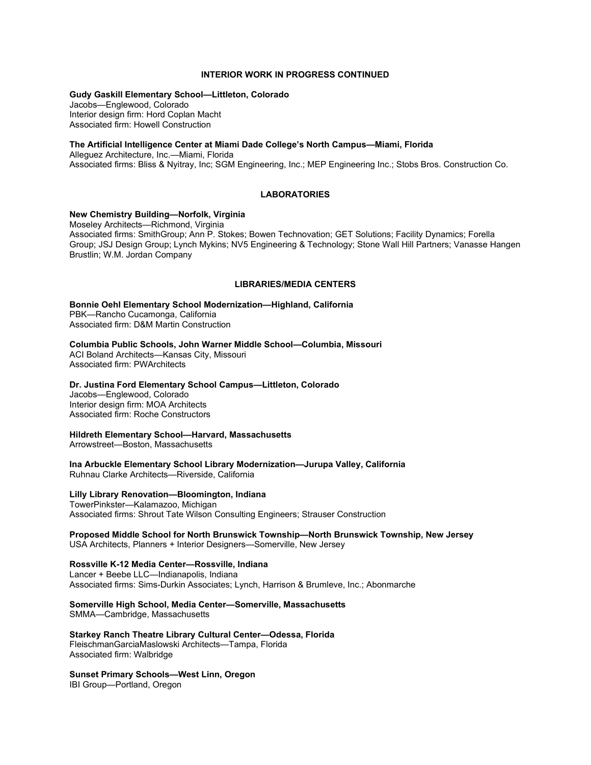## INTERIOR WORK IN PROGRESS CONTINUED

**Gudy Gaskill Elementary School—Littleton, Colorado**
Jacobs—Englewood, Colorado
Interior design firm: Hord Coplan Macht
Associated firm: Howell Construction

**The Artificial Intelligence Center at Miami Dade College's North Campus—Miami, Florida**
Alleguez Architecture, Inc.—Miami, Florida
Associated firms: Bliss & Nyitray, Inc; SGM Engineering, Inc.; MEP Engineering Inc.; Stobs Bros. Construction Co.

## LABORATORIES

**New Chemistry Building—Norfolk, Virginia**
Moseley Architects—Richmond, Virginia
Associated firms: SmithGroup; Ann P. Stokes; Bowen Technovation; GET Solutions; Facility Dynamics; Forella Group; JSJ Design Group; Lynch Mykins; NV5 Engineering & Technology; Stone Wall Hill Partners; Vanasse Hangen Brustlin; W.M. Jordan Company

## LIBRARIES/MEDIA CENTERS

**Bonnie Oehl Elementary School Modernization—Highland, California**
PBK—Rancho Cucamonga, California
Associated firm: D&M Martin Construction

**Columbia Public Schools, John Warner Middle School—Columbia, Missouri**
ACI Boland Architects—Kansas City, Missouri
Associated firm: PWArchitects

**Dr. Justina Ford Elementary School Campus—Littleton, Colorado**
Jacobs—Englewood, Colorado
Interior design firm: MOA Architects
Associated firm: Roche Constructors

**Hildreth Elementary School—Harvard, Massachusetts**
Arrowstreet—Boston, Massachusetts

**Ina Arbuckle Elementary School Library Modernization—Jurupa Valley, California**
Ruhnau Clarke Architects—Riverside, California

**Lilly Library Renovation—Bloomington, Indiana**
TowerPinkster—Kalamazoo, Michigan
Associated firms: Shrout Tate Wilson Consulting Engineers; Strauser Construction

**Proposed Middle School for North Brunswick Township—North Brunswick Township, New Jersey**
USA Architects, Planners + Interior Designers—Somerville, New Jersey

**Rossville K-12 Media Center—Rossville, Indiana**
Lancer + Beebe LLC—Indianapolis, Indiana
Associated firms: Sims-Durkin Associates; Lynch, Harrison & Brumleve, Inc.; Abonmarche

**Somerville High School, Media Center—Somerville, Massachusetts**
SMMA—Cambridge, Massachusetts

**Starkey Ranch Theatre Library Cultural Center—Odessa, Florida**
FleischmanGarciaMaslowski Architects—Tampa, Florida
Associated firm: Walbridge

**Sunset Primary Schools—West Linn, Oregon**
IBI Group—Portland, Oregon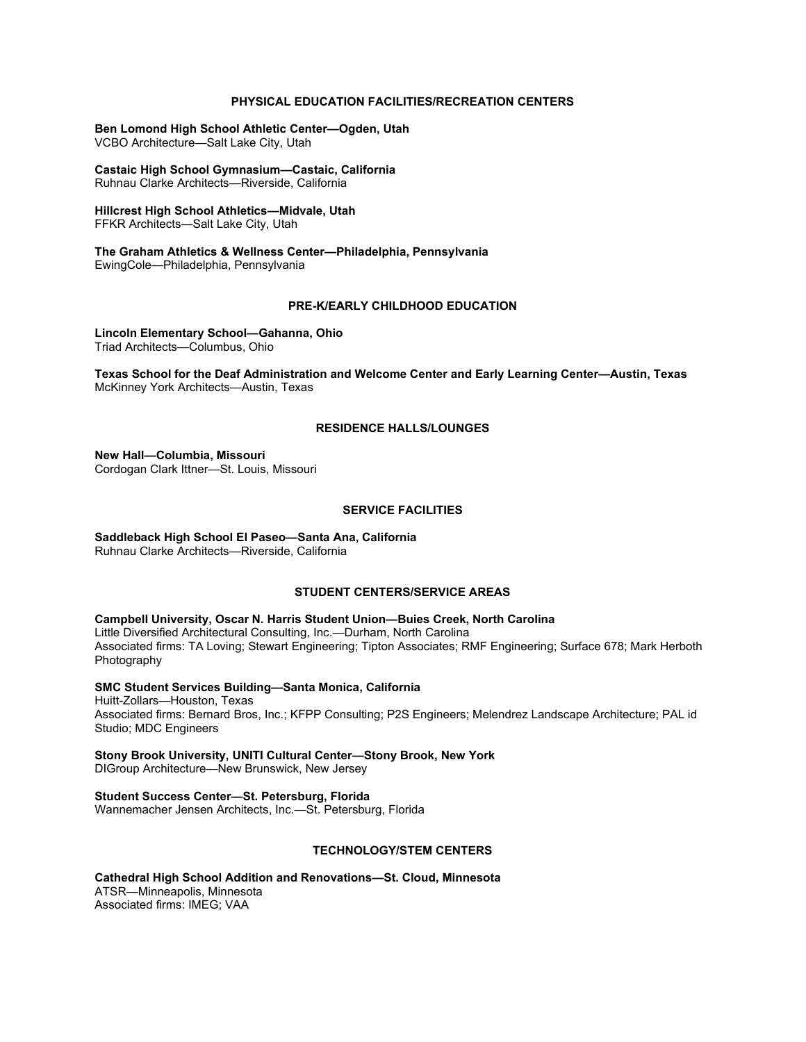## PHYSICAL EDUCATION FACILITIES/RECREATION CENTERS

**Ben Lomond High School Athletic Center—Ogden, Utah**
VCBO Architecture—Salt Lake City, Utah

**Castaic High School Gymnasium—Castaic, California**
Ruhnau Clarke Architects—Riverside, California

**Hillcrest High School Athletics—Midvale, Utah**
FFKR Architects—Salt Lake City, Utah

**The Graham Athletics & Wellness Center—Philadelphia, Pennsylvania**
EwingCole—Philadelphia, Pennsylvania

## PRE-K/EARLY CHILDHOOD EDUCATION

**Lincoln Elementary School—Gahanna, Ohio**
Triad Architects—Columbus, Ohio

**Texas School for the Deaf Administration and Welcome Center and Early Learning Center—Austin, Texas**
McKinney York Architects—Austin, Texas

## RESIDENCE HALLS/LOUNGES

**New Hall—Columbia, Missouri**
Cordogan Clark Ittner—St. Louis, Missouri

## SERVICE FACILITIES

**Saddleback High School El Paseo—Santa Ana, California**
Ruhnau Clarke Architects—Riverside, California

## STUDENT CENTERS/SERVICE AREAS

**Campbell University, Oscar N. Harris Student Union—Buies Creek, North Carolina**
Little Diversified Architectural Consulting, Inc.—Durham, North Carolina
Associated firms: TA Loving; Stewart Engineering; Tipton Associates; RMF Engineering; Surface 678; Mark Herboth Photography

**SMC Student Services Building—Santa Monica, California**
Huitt-Zollars—Houston, Texas
Associated firms: Bernard Bros, Inc.; KFPP Consulting; P2S Engineers; Melendrez Landscape Architecture; PAL id Studio; MDC Engineers

**Stony Brook University, UNITI Cultural Center—Stony Brook, New York**
DIGroup Architecture—New Brunswick, New Jersey

**Student Success Center—St. Petersburg, Florida**
Wannemacher Jensen Architects, Inc.—St. Petersburg, Florida

## TECHNOLOGY/STEM CENTERS

**Cathedral High School Addition and Renovations—St. Cloud, Minnesota**
ATSR—Minneapolis, Minnesota
Associated firms: IMEG; VAA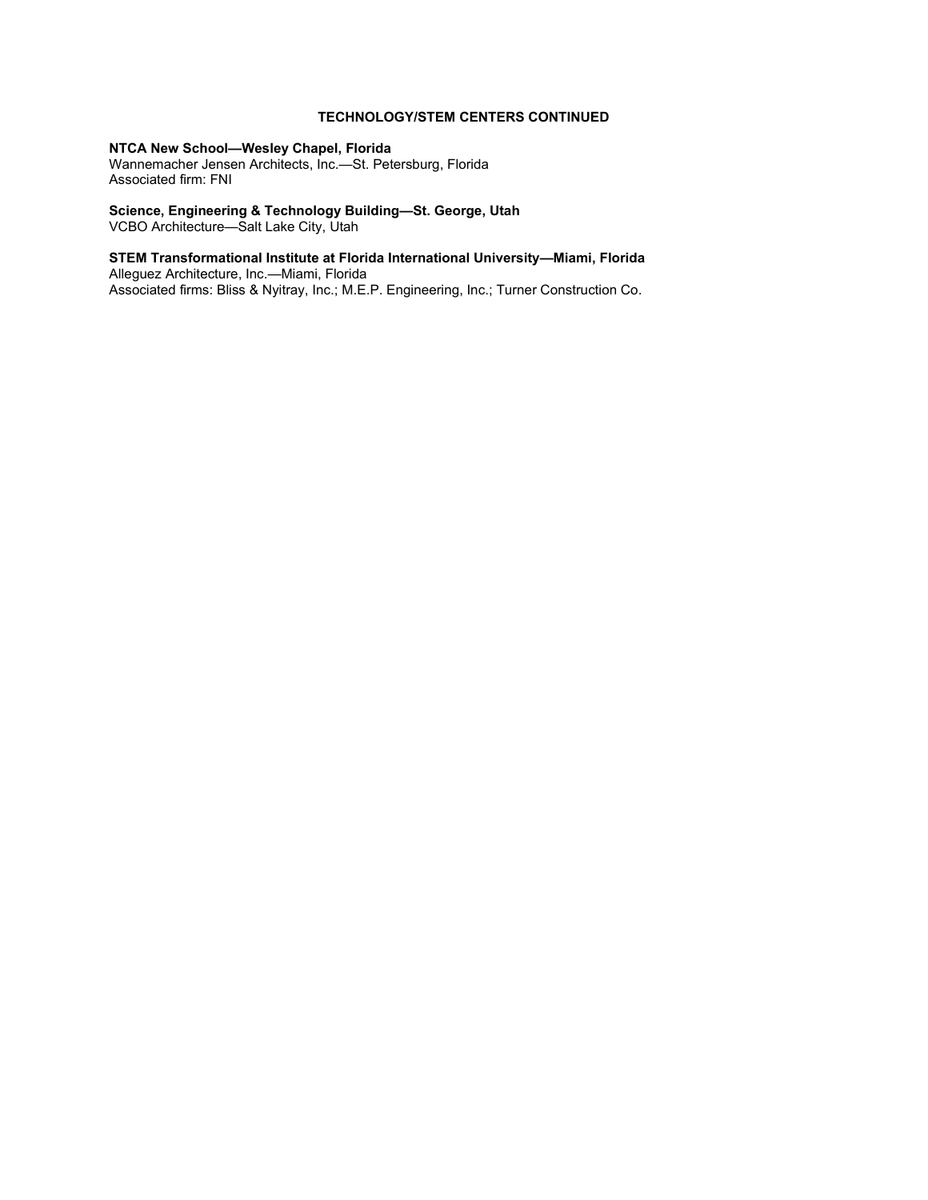## TECHNOLOGY/STEM CENTERS CONTINUED

**NTCA New School—Wesley Chapel, Florida**
Wannemacher Jensen Architects, Inc.—St. Petersburg, Florida
Associated firm: FNI

**Science, Engineering & Technology Building—St. George, Utah**
VCBO Architecture—Salt Lake City, Utah

**STEM Transformational Institute at Florida International University—Miami, Florida**
Alleguez Architecture, Inc.—Miami, Florida
Associated firms: Bliss & Nyitray, Inc.; M.E.P. Engineering, Inc.; Turner Construction Co.